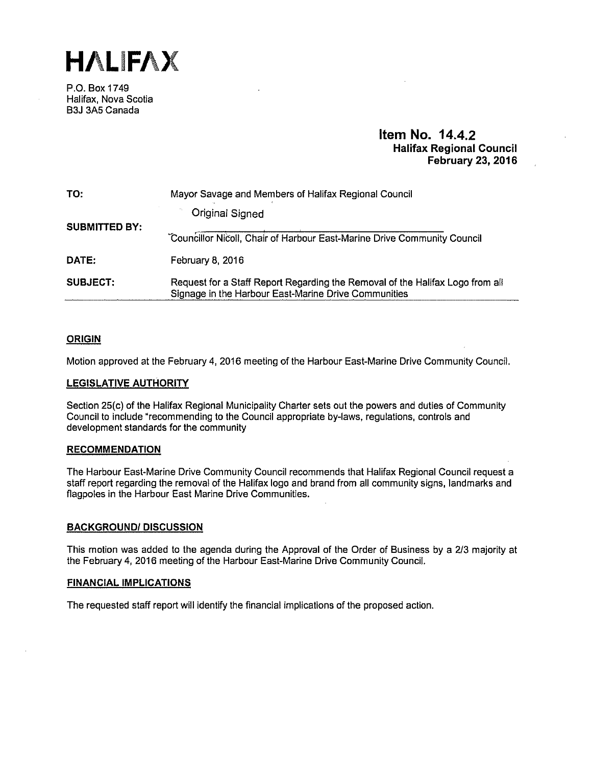# HALIFAX

P.O. Box 1749
Halifax, Nova Scotia
B3J 3A5 Canada

**Item No. 14.4.2**
**Halifax Regional Council**
**February 23, 2016**

| | |
|---|---|
| **TO:** | Mayor Savage and Members of Halifax Regional Council |
| **SUBMITTED BY:** | Original Signed<br>Councillor Nicoll, Chair of Harbour East-Marine Drive Community Council |
| **DATE:** | February 8, 2016 |
| **SUBJECT:** | Request for a Staff Report Regarding the Removal of the Halifax Logo from all Signage in the Harbour East-Marine Drive Communities |

## ORIGIN

Motion approved at the February 4, 2016 meeting of the Harbour East-Marine Drive Community Council.

## LEGISLATIVE AUTHORITY

Section 25(c) of the Halifax Regional Municipality Charter sets out the powers and duties of Community Council to include "recommending to the Council appropriate by-laws, regulations, controls and development standards for the community

## RECOMMENDATION

The Harbour East-Marine Drive Community Council recommends that Halifax Regional Council request a staff report regarding the removal of the Halifax logo and brand from all community signs, landmarks and flagpoles in the Harbour East Marine Drive Communities.

## BACKGROUND/ DISCUSSION

This motion was added to the agenda during the Approval of the Order of Business by a 2/3 majority at the February 4, 2016 meeting of the Harbour East-Marine Drive Community Council.

## FINANCIAL IMPLICATIONS

The requested staff report will identify the financial implications of the proposed action.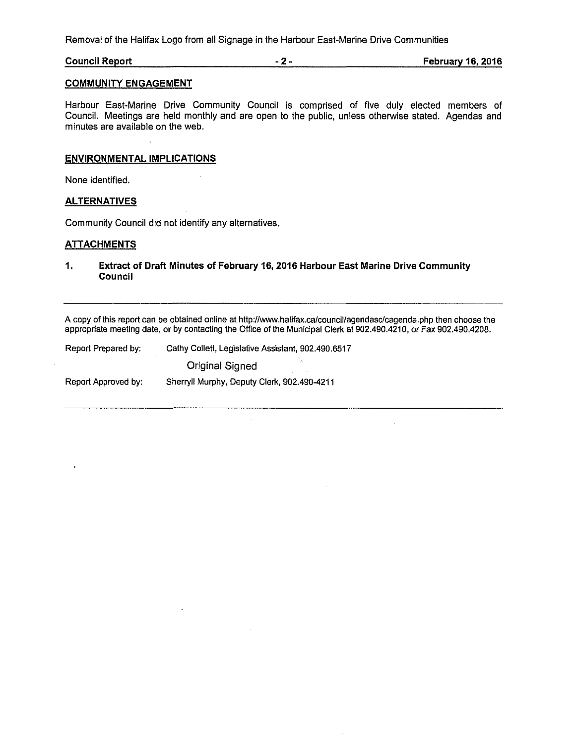## COMMUNITY ENGAGEMENT

Harbour East-Marine Drive Community Council is comprised of five duly elected members of Council. Meetings are held monthly and are open to the public, unless otherwise stated. Agendas and minutes are available on the web.

## ENVIRONMENTAL IMPLICATIONS

None identified.

## ALTERNATIVES

Community Council did not identify any alternatives.

## ATTACHMENTS

1. **Extract of Draft Minutes of February 16, 2016 Harbour East Marine Drive Community Council**

---

A copy of this report can be obtained online at http://www.halifax.ca/council/agendasc/cagenda.php then choose the appropriate meeting date, or by contacting the Office of the Municipal Clerk at 902.490.4210, or Fax 902.490.4208.

Report Prepared by: Cathy Collett, Legislative Assistant, 902.490.6517

Original Signed

Report Approved by: Sherryll Murphy, Deputy Clerk, 902.490-4211

---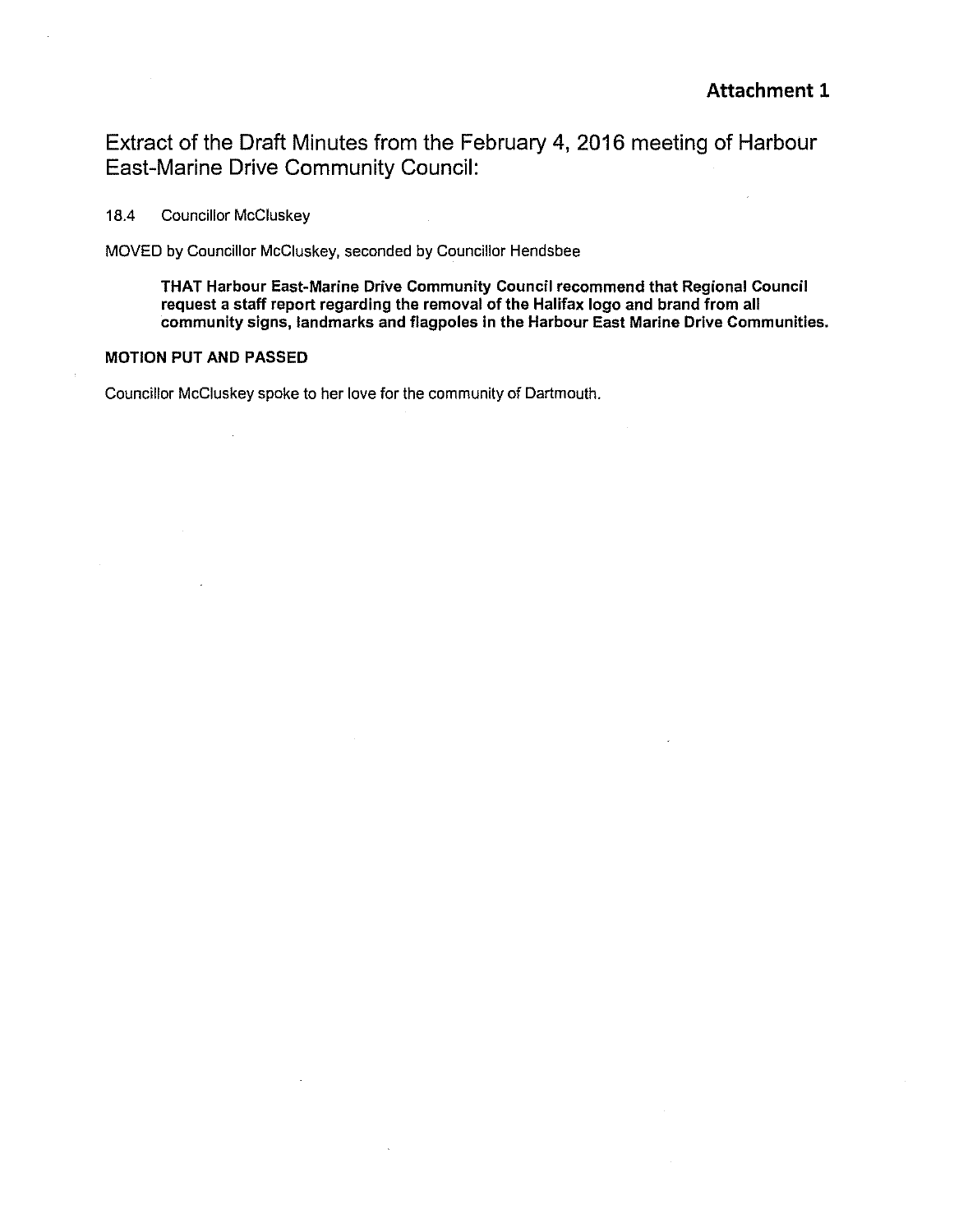**Attachment 1**

## Extract of the Draft Minutes from the February 4, 2016 meeting of Harbour East-Marine Drive Community Council:

18.4 Councillor McCluskey

MOVED by Councillor McCluskey, seconded by Councillor Hendsbee

> **THAT Harbour East-Marine Drive Community Council recommend that Regional Council request a staff report regarding the removal of the Halifax logo and brand from all community signs, landmarks and flagpoles in the Harbour East Marine Drive Communities.**

**MOTION PUT AND PASSED**

Councillor McCluskey spoke to her love for the community of Dartmouth.